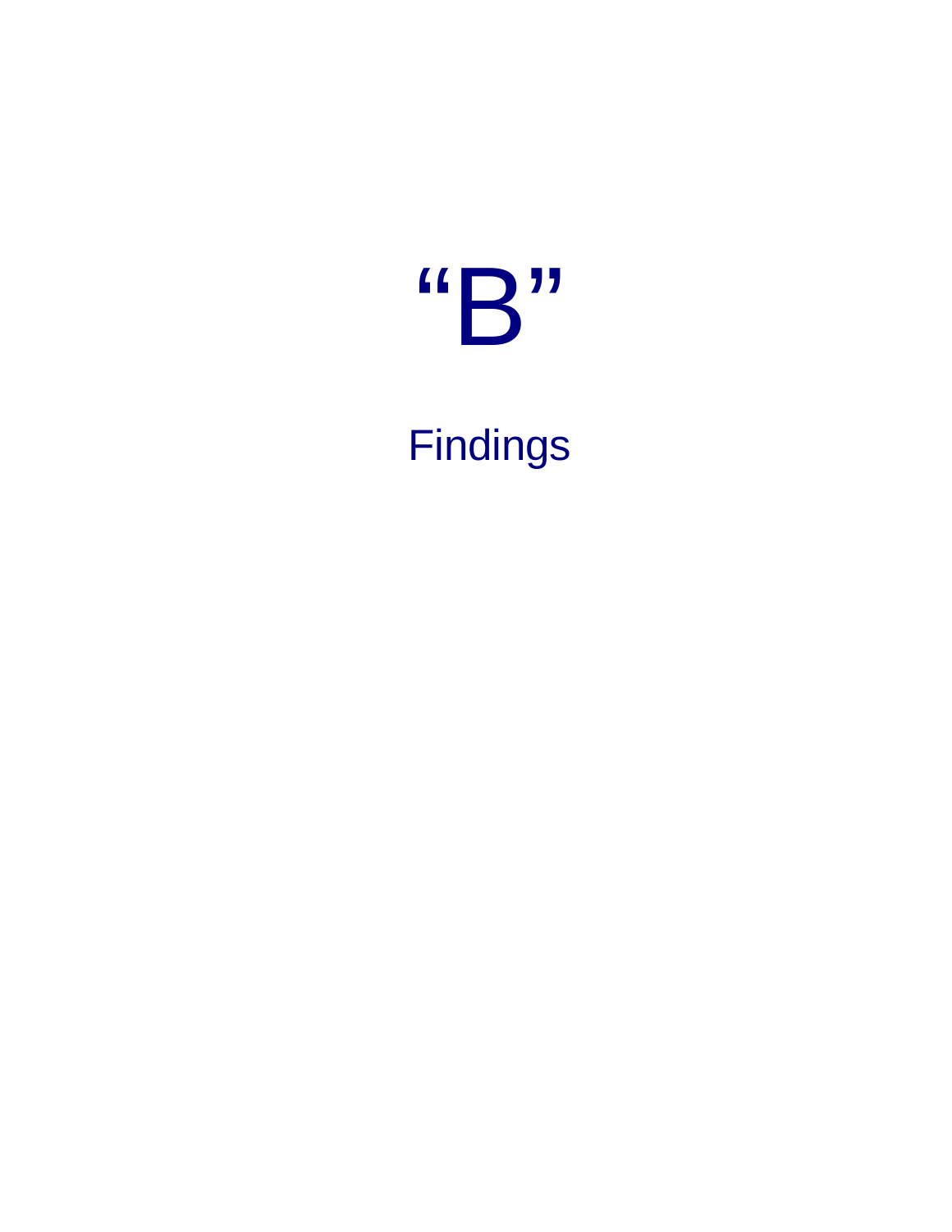# “B”

## Findings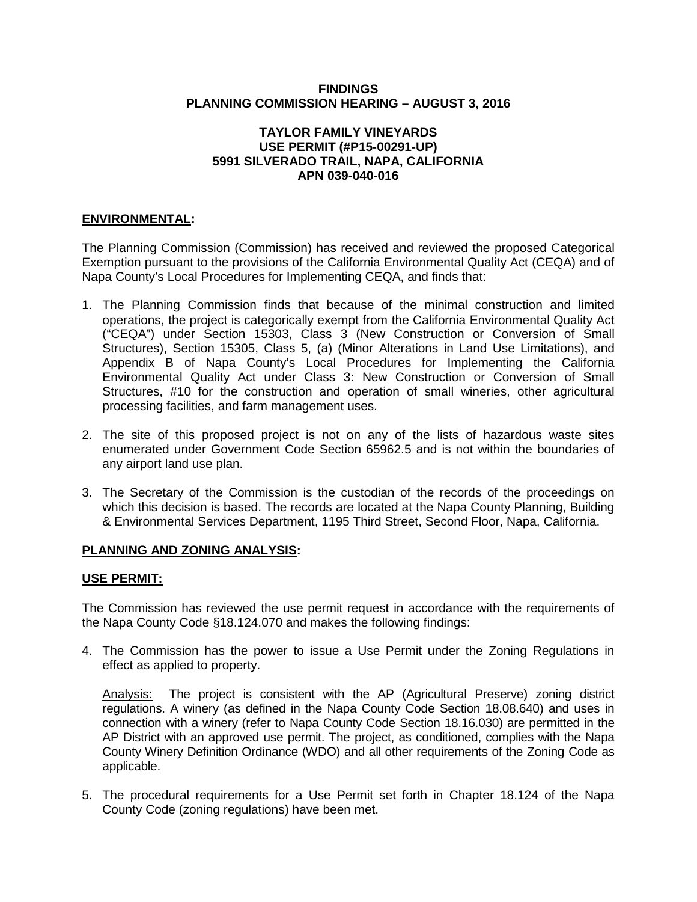**FINDINGS**
**PLANNING COMMISSION HEARING – AUGUST 3, 2016**

**TAYLOR FAMILY VINEYARDS**
**USE PERMIT (#P15-00291-UP)**
**5991 SILVERADO TRAIL, NAPA, CALIFORNIA**
**APN 039-040-016**

## ENVIRONMENTAL:

The Planning Commission (Commission) has received and reviewed the proposed Categorical Exemption pursuant to the provisions of the California Environmental Quality Act (CEQA) and of Napa County's Local Procedures for Implementing CEQA, and finds that:

1. The Planning Commission finds that because of the minimal construction and limited operations, the project is categorically exempt from the California Environmental Quality Act ("CEQA") under Section 15303, Class 3 (New Construction or Conversion of Small Structures), Section 15305, Class 5, (a) (Minor Alterations in Land Use Limitations), and Appendix B of Napa County's Local Procedures for Implementing the California Environmental Quality Act under Class 3: New Construction or Conversion of Small Structures, #10 for the construction and operation of small wineries, other agricultural processing facilities, and farm management uses.

2. The site of this proposed project is not on any of the lists of hazardous waste sites enumerated under Government Code Section 65962.5 and is not within the boundaries of any airport land use plan.

3. The Secretary of the Commission is the custodian of the records of the proceedings on which this decision is based. The records are located at the Napa County Planning, Building & Environmental Services Department, 1195 Third Street, Second Floor, Napa, California.

## PLANNING AND ZONING ANALYSIS:

## USE PERMIT:

The Commission has reviewed the use permit request in accordance with the requirements of the Napa County Code §18.124.070 and makes the following findings:

4. The Commission has the power to issue a Use Permit under the Zoning Regulations in effect as applied to property.

   Analysis: The project is consistent with the AP (Agricultural Preserve) zoning district regulations. A winery (as defined in the Napa County Code Section 18.08.640) and uses in connection with a winery (refer to Napa County Code Section 18.16.030) are permitted in the AP District with an approved use permit. The project, as conditioned, complies with the Napa County Winery Definition Ordinance (WDO) and all other requirements of the Zoning Code as applicable.

5. The procedural requirements for a Use Permit set forth in Chapter 18.124 of the Napa County Code (zoning regulations) have been met.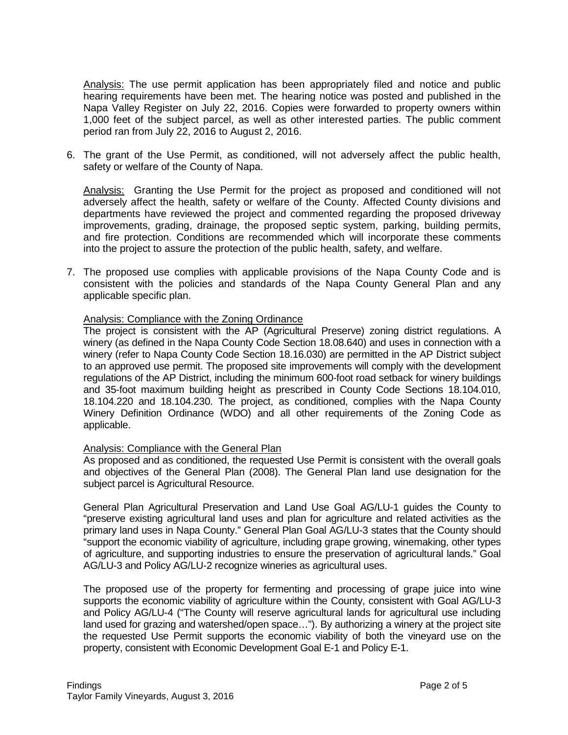Analysis: The use permit application has been appropriately filed and notice and public hearing requirements have been met. The hearing notice was posted and published in the Napa Valley Register on July 22, 2016. Copies were forwarded to property owners within 1,000 feet of the subject parcel, as well as other interested parties. The public comment period ran from July 22, 2016 to August 2, 2016.

6. The grant of the Use Permit, as conditioned, will not adversely affect the public health, safety or welfare of the County of Napa.

   Analysis: Granting the Use Permit for the project as proposed and conditioned will not adversely affect the health, safety or welfare of the County. Affected County divisions and departments have reviewed the project and commented regarding the proposed driveway improvements, grading, drainage, the proposed septic system, parking, building permits, and fire protection. Conditions are recommended which will incorporate these comments into the project to assure the protection of the public health, safety, and welfare.

7. The proposed use complies with applicable provisions of the Napa County Code and is consistent with the policies and standards of the Napa County General Plan and any applicable specific plan.

   Analysis: Compliance with the Zoning Ordinance
   The project is consistent with the AP (Agricultural Preserve) zoning district regulations. A winery (as defined in the Napa County Code Section 18.08.640) and uses in connection with a winery (refer to Napa County Code Section 18.16.030) are permitted in the AP District subject to an approved use permit. The proposed site improvements will comply with the development regulations of the AP District, including the minimum 600-foot road setback for winery buildings and 35-foot maximum building height as prescribed in County Code Sections 18.104.010, 18.104.220 and 18.104.230. The project, as conditioned, complies with the Napa County Winery Definition Ordinance (WDO) and all other requirements of the Zoning Code as applicable.

   Analysis: Compliance with the General Plan
   As proposed and as conditioned, the requested Use Permit is consistent with the overall goals and objectives of the General Plan (2008). The General Plan land use designation for the subject parcel is Agricultural Resource.

   General Plan Agricultural Preservation and Land Use Goal AG/LU-1 guides the County to "preserve existing agricultural land uses and plan for agriculture and related activities as the primary land uses in Napa County." General Plan Goal AG/LU-3 states that the County should "support the economic viability of agriculture, including grape growing, winemaking, other types of agriculture, and supporting industries to ensure the preservation of agricultural lands." Goal AG/LU-3 and Policy AG/LU-2 recognize wineries as agricultural uses.

   The proposed use of the property for fermenting and processing of grape juice into wine supports the economic viability of agriculture within the County, consistent with Goal AG/LU-3 and Policy AG/LU-4 ("The County will reserve agricultural lands for agricultural use including land used for grazing and watershed/open space…"). By authorizing a winery at the project site the requested Use Permit supports the economic viability of both the vineyard use on the property, consistent with Economic Development Goal E-1 and Policy E-1.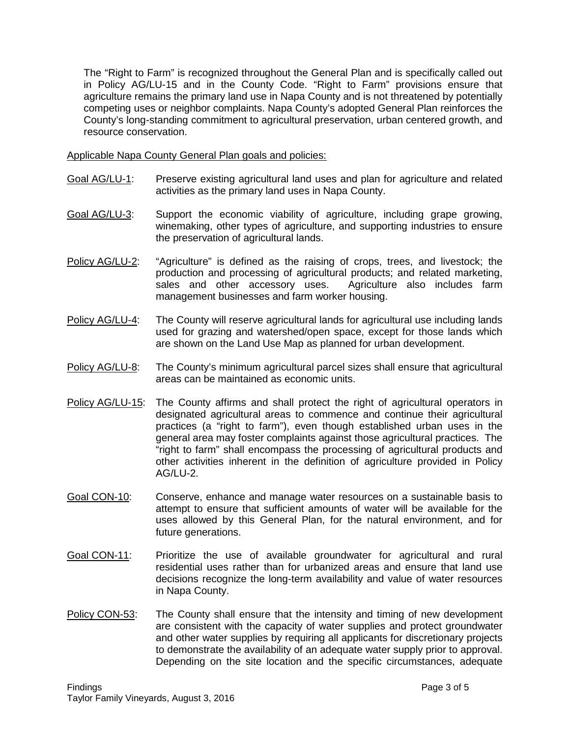The "Right to Farm" is recognized throughout the General Plan and is specifically called out in Policy AG/LU-15 and in the County Code. "Right to Farm" provisions ensure that agriculture remains the primary land use in Napa County and is not threatened by potentially competing uses or neighbor complaints. Napa County's adopted General Plan reinforces the County's long-standing commitment to agricultural preservation, urban centered growth, and resource conservation.

Applicable Napa County General Plan goals and policies:

Goal AG/LU-1: Preserve existing agricultural land uses and plan for agriculture and related activities as the primary land uses in Napa County.

Goal AG/LU-3: Support the economic viability of agriculture, including grape growing, winemaking, other types of agriculture, and supporting industries to ensure the preservation of agricultural lands.

Policy AG/LU-2: "Agriculture" is defined as the raising of crops, trees, and livestock; the production and processing of agricultural products; and related marketing, sales and other accessory uses. Agriculture also includes farm management businesses and farm worker housing.

Policy AG/LU-4: The County will reserve agricultural lands for agricultural use including lands used for grazing and watershed/open space, except for those lands which are shown on the Land Use Map as planned for urban development.

Policy AG/LU-8: The County's minimum agricultural parcel sizes shall ensure that agricultural areas can be maintained as economic units.

Policy AG/LU-15: The County affirms and shall protect the right of agricultural operators in designated agricultural areas to commence and continue their agricultural practices (a "right to farm"), even though established urban uses in the general area may foster complaints against those agricultural practices. The "right to farm" shall encompass the processing of agricultural products and other activities inherent in the definition of agriculture provided in Policy AG/LU-2.

Goal CON-10: Conserve, enhance and manage water resources on a sustainable basis to attempt to ensure that sufficient amounts of water will be available for the uses allowed by this General Plan, for the natural environment, and for future generations.

Goal CON-11: Prioritize the use of available groundwater for agricultural and rural residential uses rather than for urbanized areas and ensure that land use decisions recognize the long-term availability and value of water resources in Napa County.

Policy CON-53: The County shall ensure that the intensity and timing of new development are consistent with the capacity of water supplies and protect groundwater and other water supplies by requiring all applicants for discretionary projects to demonstrate the availability of an adequate water supply prior to approval. Depending on the site location and the specific circumstances, adequate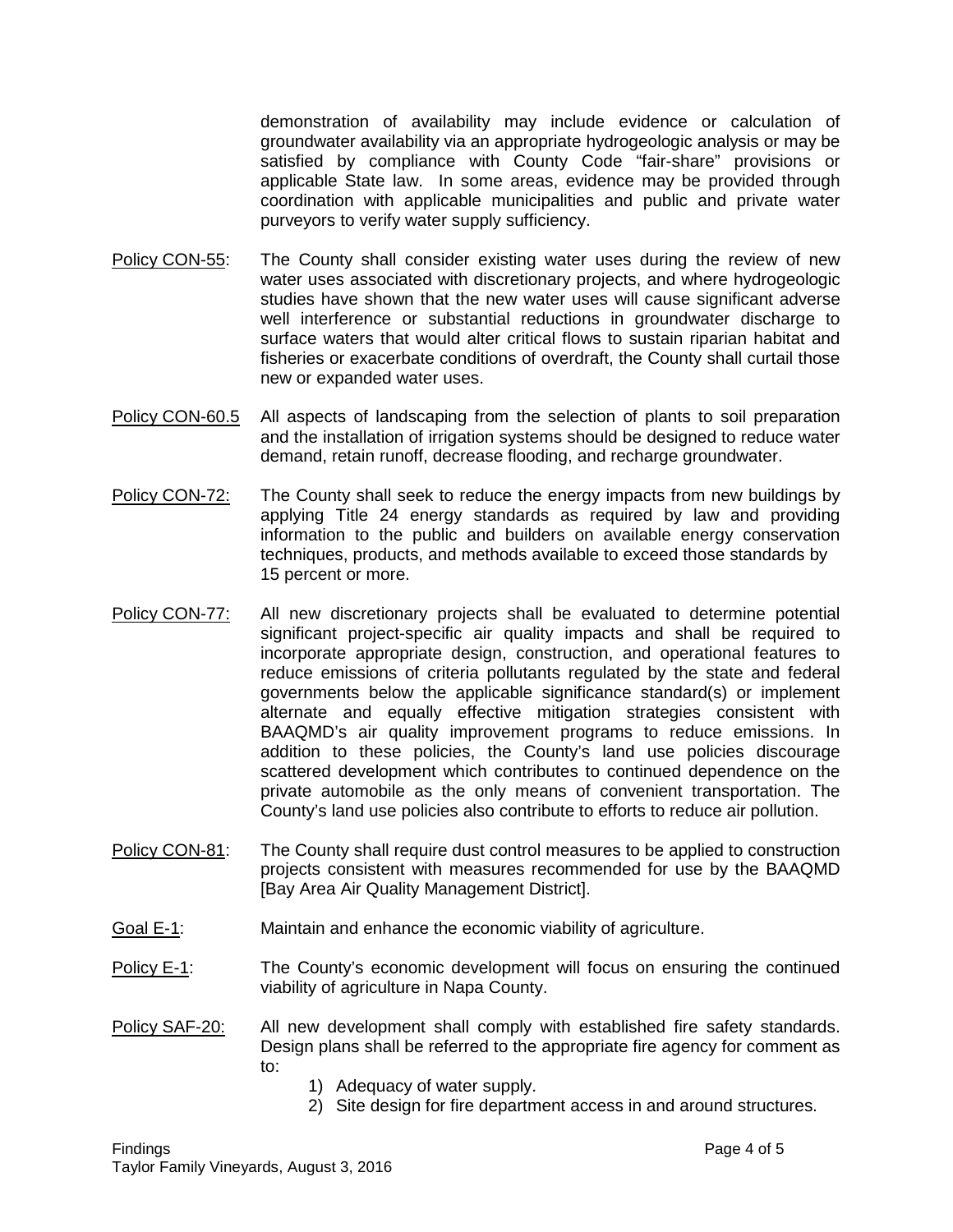demonstration of availability may include evidence or calculation of groundwater availability via an appropriate hydrogeologic analysis or may be satisfied by compliance with County Code "fair-share" provisions or applicable State law. In some areas, evidence may be provided through coordination with applicable municipalities and public and private water purveyors to verify water supply sufficiency.

Policy CON-55: The County shall consider existing water uses during the review of new water uses associated with discretionary projects, and where hydrogeologic studies have shown that the new water uses will cause significant adverse well interference or substantial reductions in groundwater discharge to surface waters that would alter critical flows to sustain riparian habitat and fisheries or exacerbate conditions of overdraft, the County shall curtail those new or expanded water uses.

Policy CON-60.5 All aspects of landscaping from the selection of plants to soil preparation and the installation of irrigation systems should be designed to reduce water demand, retain runoff, decrease flooding, and recharge groundwater.

Policy CON-72: The County shall seek to reduce the energy impacts from new buildings by applying Title 24 energy standards as required by law and providing information to the public and builders on available energy conservation techniques, products, and methods available to exceed those standards by 15 percent or more.

Policy CON-77: All new discretionary projects shall be evaluated to determine potential significant project-specific air quality impacts and shall be required to incorporate appropriate design, construction, and operational features to reduce emissions of criteria pollutants regulated by the state and federal governments below the applicable significance standard(s) or implement alternate and equally effective mitigation strategies consistent with BAAQMD's air quality improvement programs to reduce emissions. In addition to these policies, the County's land use policies discourage scattered development which contributes to continued dependence on the private automobile as the only means of convenient transportation. The County's land use policies also contribute to efforts to reduce air pollution.

Policy CON-81: The County shall require dust control measures to be applied to construction projects consistent with measures recommended for use by the BAAQMD [Bay Area Air Quality Management District].

Goal E-1: Maintain and enhance the economic viability of agriculture.

Policy E-1: The County's economic development will focus on ensuring the continued viability of agriculture in Napa County.

Policy SAF-20: All new development shall comply with established fire safety standards. Design plans shall be referred to the appropriate fire agency for comment as to:

1) Adequacy of water supply.
2) Site design for fire department access in and around structures.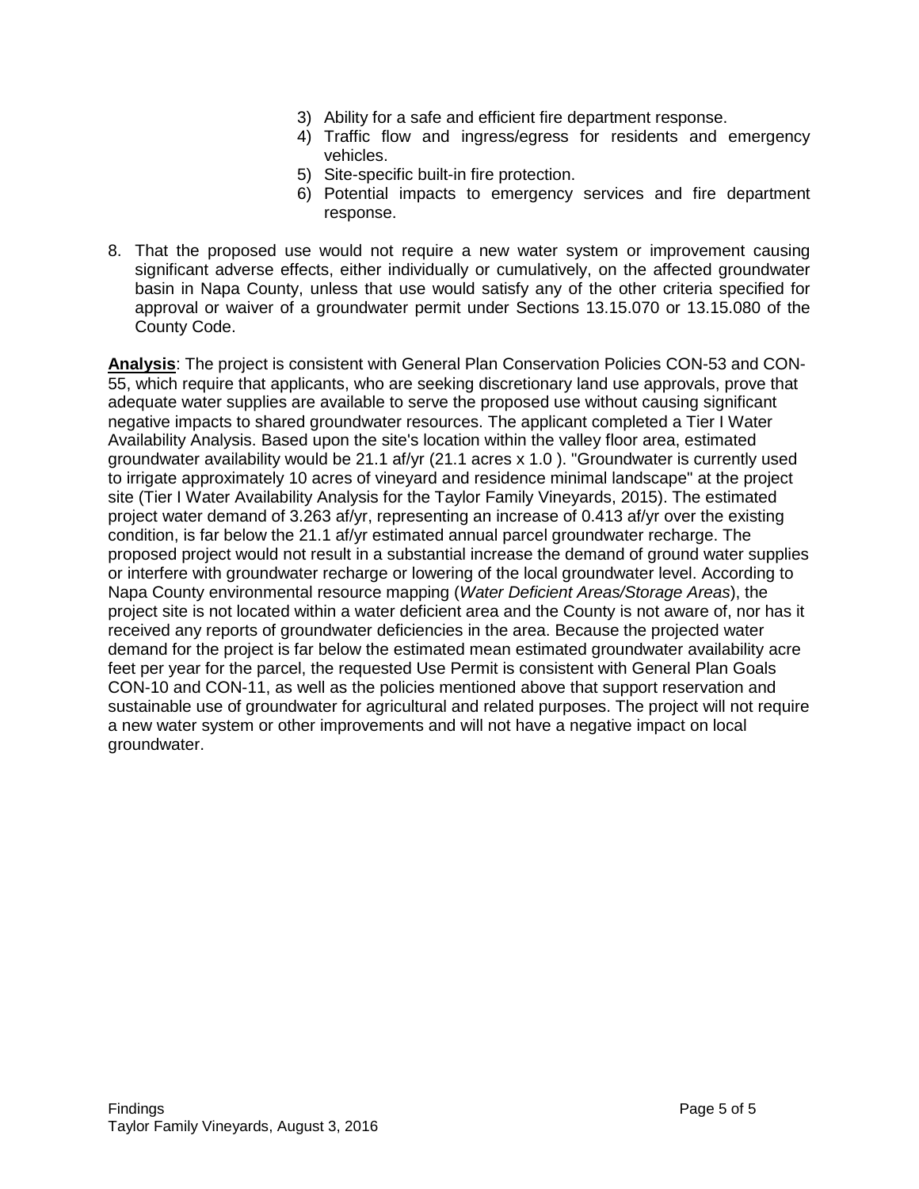3) Ability for a safe and efficient fire department response.
4) Traffic flow and ingress/egress for residents and emergency vehicles.
5) Site-specific built-in fire protection.
6) Potential impacts to emergency services and fire department response.

8. That the proposed use would not require a new water system or improvement causing significant adverse effects, either individually or cumulatively, on the affected groundwater basin in Napa County, unless that use would satisfy any of the other criteria specified for approval or waiver of a groundwater permit under Sections 13.15.070 or 13.15.080 of the County Code.

**Analysis**: The project is consistent with General Plan Conservation Policies CON-53 and CON-55, which require that applicants, who are seeking discretionary land use approvals, prove that adequate water supplies are available to serve the proposed use without causing significant negative impacts to shared groundwater resources. The applicant completed a Tier I Water Availability Analysis. Based upon the site's location within the valley floor area, estimated groundwater availability would be 21.1 af/yr (21.1 acres x 1.0 ). "Groundwater is currently used to irrigate approximately 10 acres of vineyard and residence minimal landscape" at the project site (Tier I Water Availability Analysis for the Taylor Family Vineyards, 2015). The estimated project water demand of 3.263 af/yr, representing an increase of 0.413 af/yr over the existing condition, is far below the 21.1 af/yr estimated annual parcel groundwater recharge. The proposed project would not result in a substantial increase the demand of ground water supplies or interfere with groundwater recharge or lowering of the local groundwater level. According to Napa County environmental resource mapping (*Water Deficient Areas/Storage Areas*), the project site is not located within a water deficient area and the County is not aware of, nor has it received any reports of groundwater deficiencies in the area. Because the projected water demand for the project is far below the estimated mean estimated groundwater availability acre feet per year for the parcel, the requested Use Permit is consistent with General Plan Goals CON-10 and CON-11, as well as the policies mentioned above that support reservation and sustainable use of groundwater for agricultural and related purposes. The project will not require a new water system or other improvements and will not have a negative impact on local groundwater.